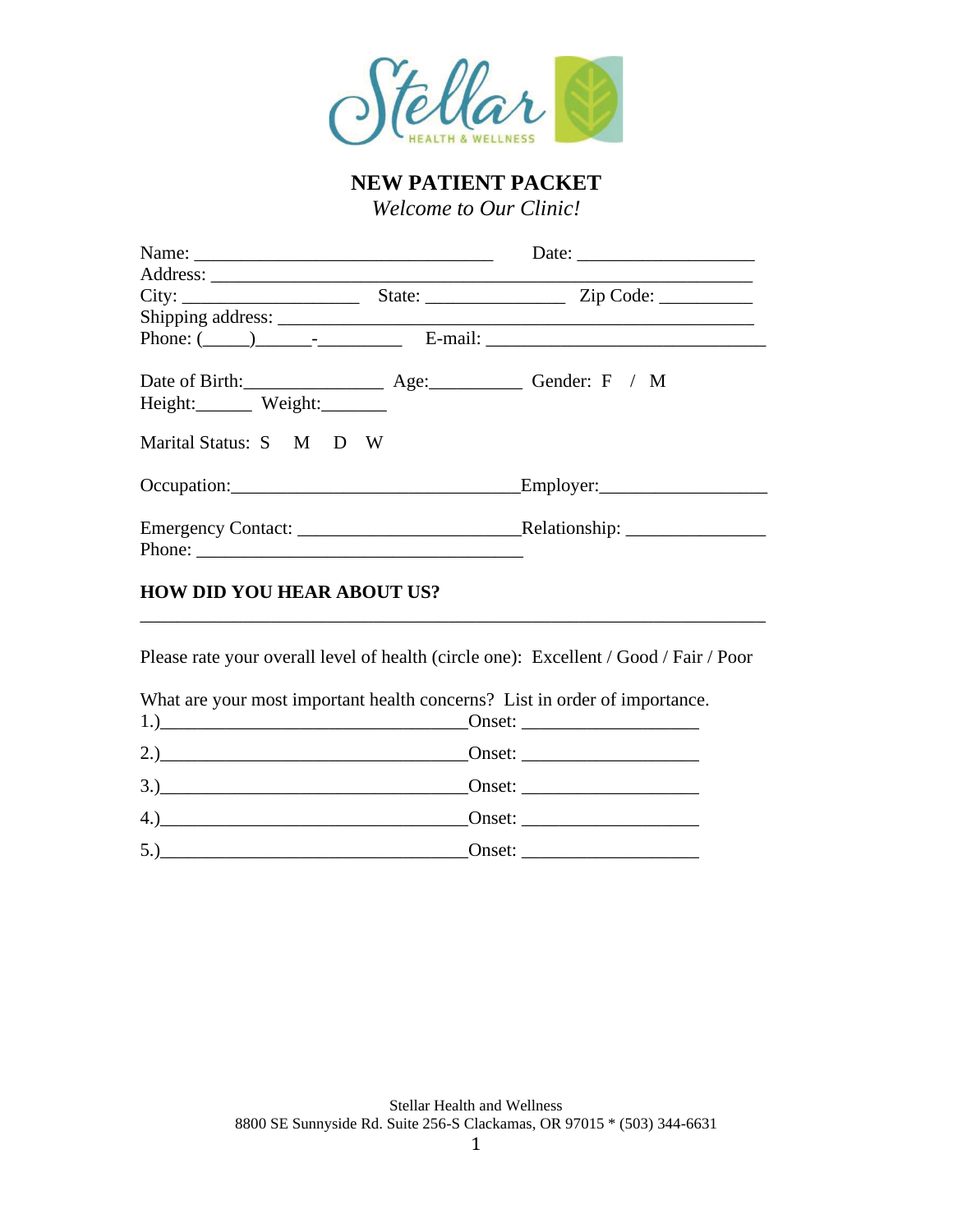# NEW PATIENT PACKET

*Welcome to Our Clinic!*

Name: ________________________________ Date: ___________________

Address: ____________________________________________________________

City: ___________________ State: _______________ Zip Code: __________

Shipping address: _____________________________________________________

Phone: (_____)______-_________ E-mail: ______________________________

Date of Birth:_______________ Age:__________ Gender: F / M

Height:______ Weight:_______

Marital Status: S M D W

Occupation:______________________________Employer:_________________

Emergency Contact: ______________________Relationship: _______________

Phone: ___________________________________

**HOW DID YOU HEAR ABOUT US?**

_____________________________________________________________________

Please rate your overall level of health (circle one): Excellent / Good / Fair / Poor

What are your most important health concerns? List in order of importance.

1.)________________________________Onset: ___________________

2.)________________________________Onset: ___________________

3.)________________________________Onset: ___________________

4.)________________________________Onset: ___________________

5.)________________________________Onset: ___________________

Stellar Health and Wellness
8800 SE Sunnyside Rd. Suite 256-S Clackamas, OR 97015 * (503) 344-6631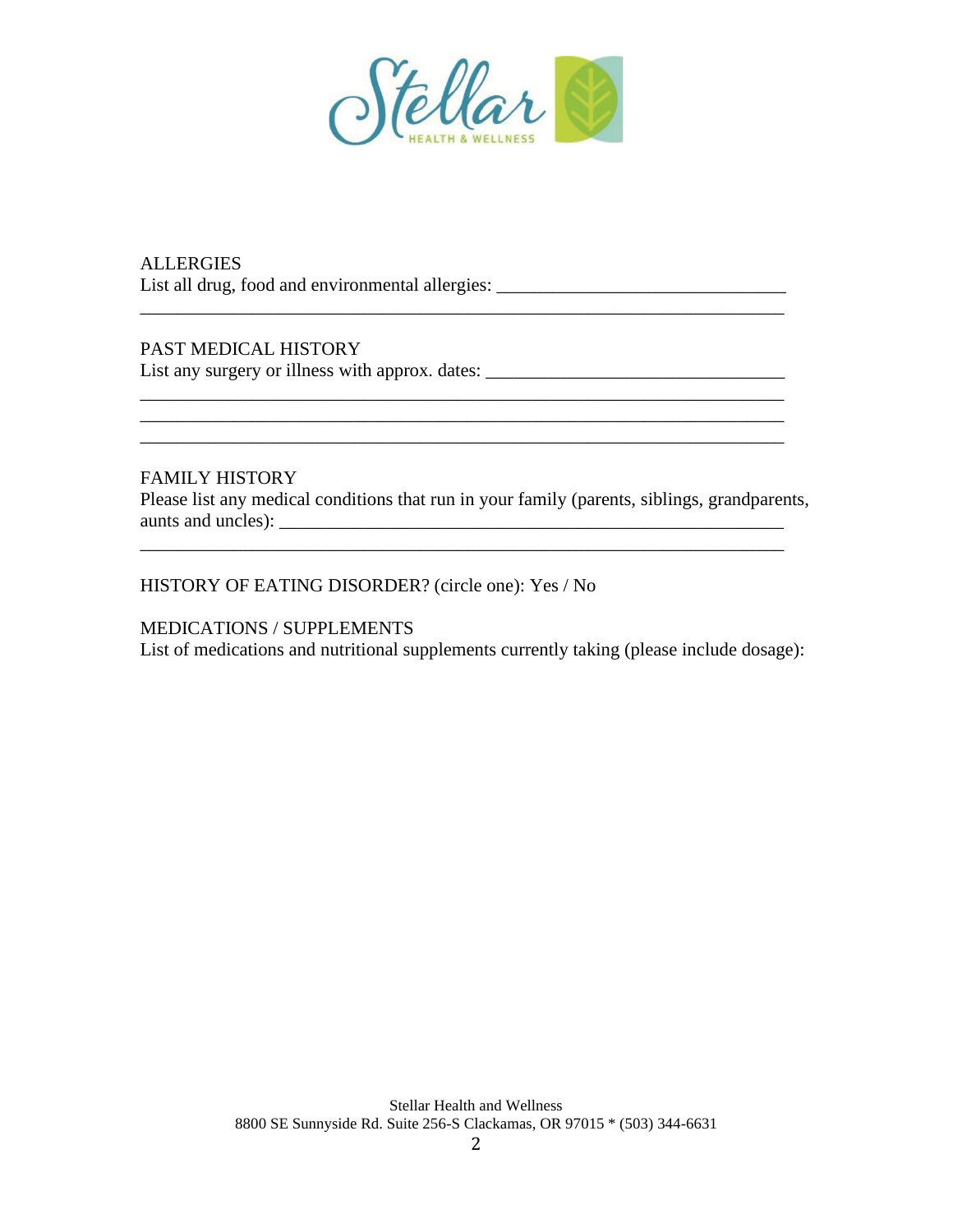ALLERGIES

List all drug, food and environmental allergies: ______________________________

_____________________________________________________________________

PAST MEDICAL HISTORY

List any surgery or illness with approx. dates: _______________________________

_____________________________________________________________________

_____________________________________________________________________

_____________________________________________________________________

FAMILY HISTORY

Please list any medical conditions that run in your family (parents, siblings, grandparents, aunts and uncles): _______________________________________________________

_____________________________________________________________________

HISTORY OF EATING DISORDER? (circle one): Yes / No

MEDICATIONS / SUPPLEMENTS

List of medications and nutritional supplements currently taking (please include dosage):

Stellar Health and Wellness
8800 SE Sunnyside Rd. Suite 256-S Clackamas, OR 97015 * (503) 344-6631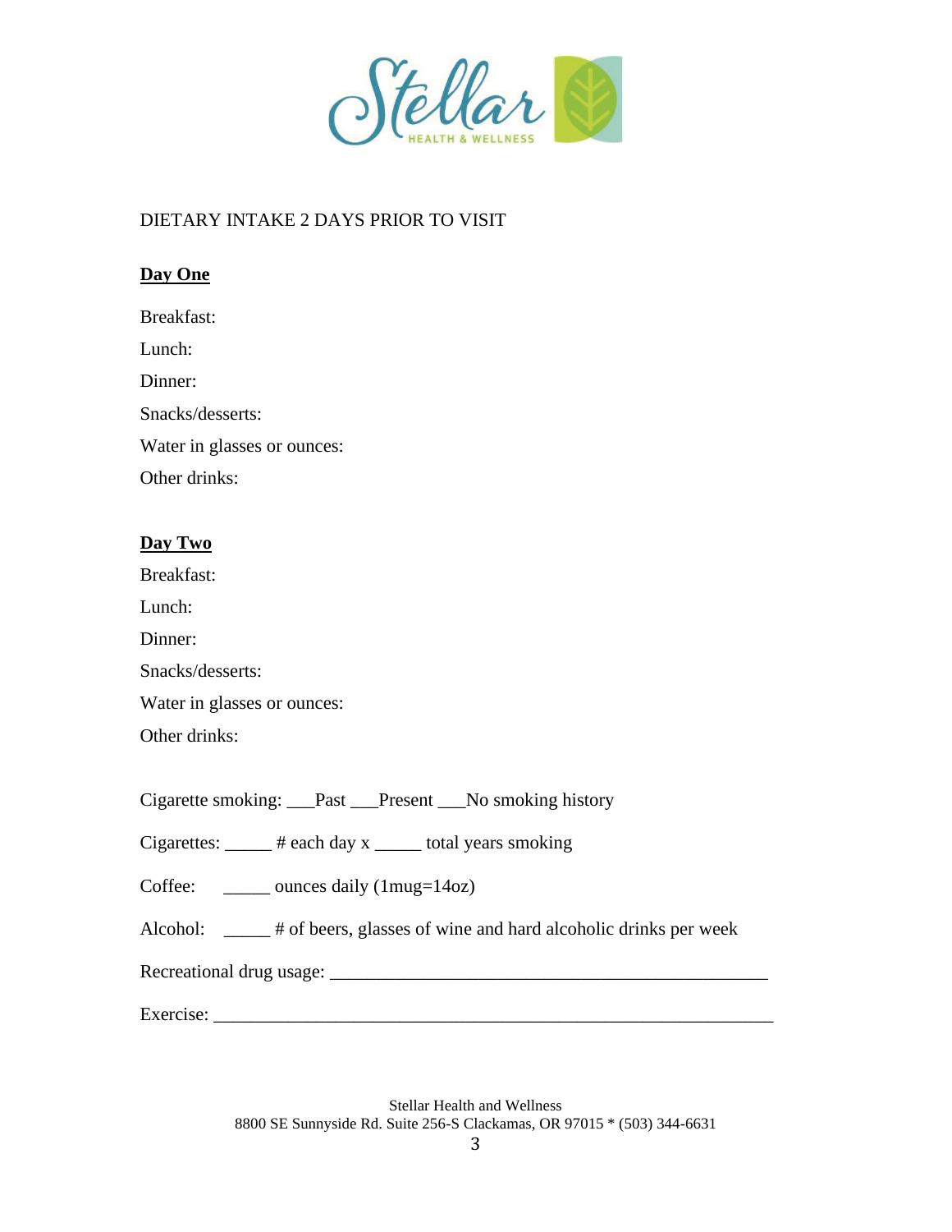DIETARY INTAKE 2 DAYS PRIOR TO VISIT

**Day One**

Breakfast:

Lunch:

Dinner:

Snacks/desserts:

Water in glasses or ounces:

Other drinks:

**Day Two**

Breakfast:

Lunch:

Dinner:

Snacks/desserts:

Water in glasses or ounces:

Other drinks:

Cigarette smoking: ___Past ___Present ___No smoking history

Cigarettes: _____ # each day x _____ total years smoking

Coffee: _____ ounces daily (1mug=14oz)

Alcohol: _____ # of beers, glasses of wine and hard alcoholic drinks per week

Recreational drug usage: ________________________________________________

Exercise: ______________________________________________________________

Stellar Health and Wellness
8800 SE Sunnyside Rd. Suite 256-S Clackamas, OR 97015 * (503) 344-6631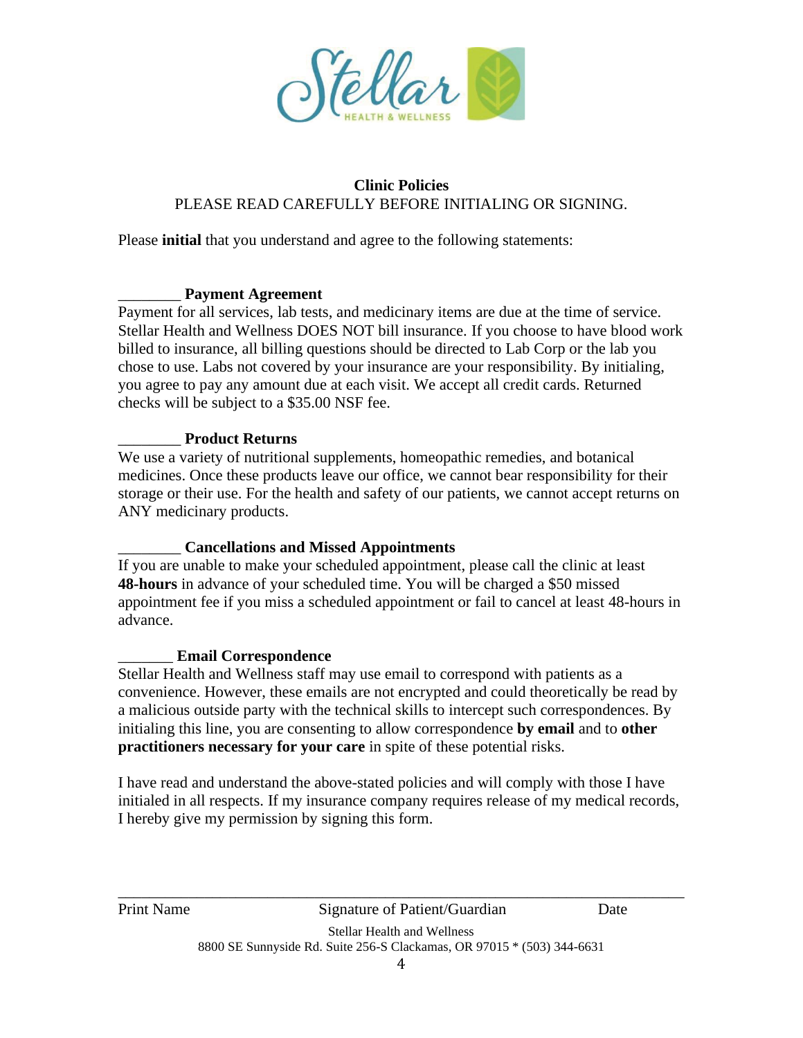## Clinic Policies

PLEASE READ CAREFULLY BEFORE INITIALING OR SIGNING.

Please **initial** that you understand and agree to the following statements:

________ **Payment Agreement**

Payment for all services, lab tests, and medicinary items are due at the time of service. Stellar Health and Wellness DOES NOT bill insurance. If you choose to have blood work billed to insurance, all billing questions should be directed to Lab Corp or the lab you chose to use. Labs not covered by your insurance are your responsibility. By initialing, you agree to pay any amount due at each visit. We accept all credit cards. Returned checks will be subject to a $35.00 NSF fee.

________ **Product Returns**

We use a variety of nutritional supplements, homeopathic remedies, and botanical medicines. Once these products leave our office, we cannot bear responsibility for their storage or their use. For the health and safety of our patients, we cannot accept returns on ANY medicinary products.

________ **Cancellations and Missed Appointments**

If you are unable to make your scheduled appointment, please call the clinic at least **48-hours** in advance of your scheduled time. You will be charged a $50 missed appointment fee if you miss a scheduled appointment or fail to cancel at least 48-hours in advance.

_______ **Email Correspondence**

Stellar Health and Wellness staff may use email to correspond with patients as a convenience. However, these emails are not encrypted and could theoretically be read by a malicious outside party with the technical skills to intercept such correspondences. By initialing this line, you are consenting to allow correspondence **by email** and to **other practitioners necessary for your care** in spite of these potential risks.

I have read and understand the above-stated policies and will comply with those I have initialed in all respects. If my insurance company requires release of my medical records, I hereby give my permission by signing this form.

_____________________________________________________________________

Print Name　　　　　　Signature of Patient/Guardian　　　　　　Date

Stellar Health and Wellness
8800 SE Sunnyside Rd. Suite 256-S Clackamas, OR 97015 * (503) 344-6631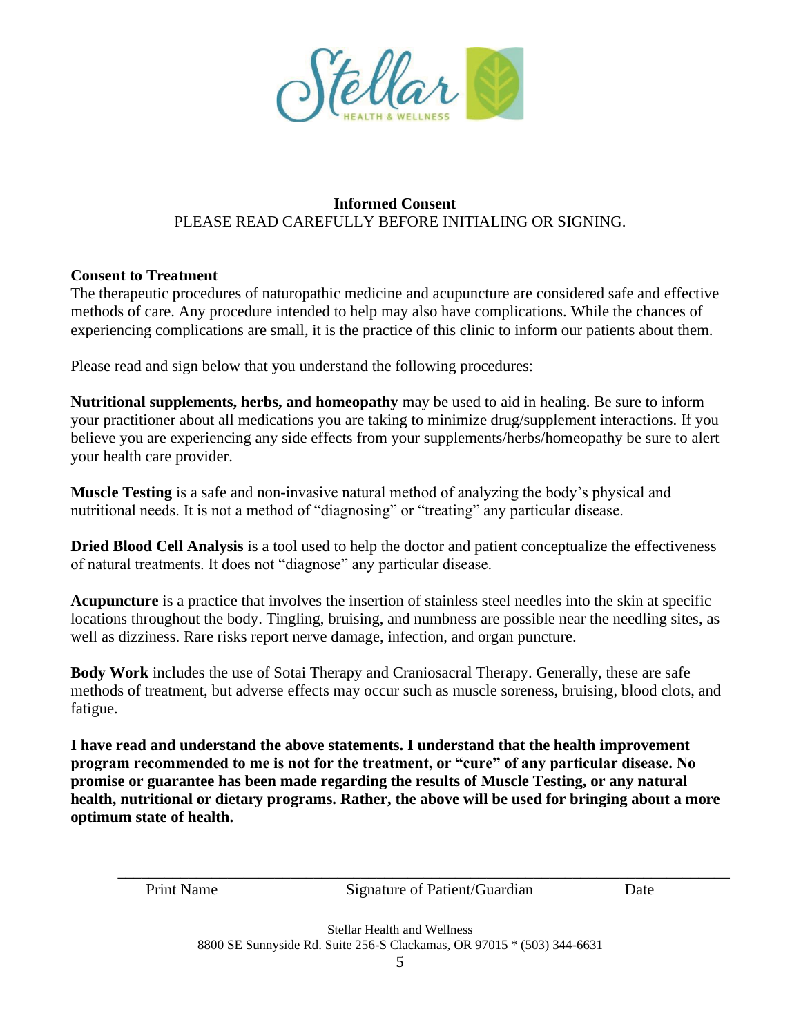# Informed Consent

PLEASE READ CAREFULLY BEFORE INITIALING OR SIGNING.

**Consent to Treatment**

The therapeutic procedures of naturopathic medicine and acupuncture are considered safe and effective methods of care. Any procedure intended to help may also have complications. While the chances of experiencing complications are small, it is the practice of this clinic to inform our patients about them.

Please read and sign below that you understand the following procedures:

**Nutritional supplements, herbs, and homeopathy** may be used to aid in healing. Be sure to inform your practitioner about all medications you are taking to minimize drug/supplement interactions. If you believe you are experiencing any side effects from your supplements/herbs/homeopathy be sure to alert your health care provider.

**Muscle Testing** is a safe and non-invasive natural method of analyzing the body's physical and nutritional needs. It is not a method of "diagnosing" or "treating" any particular disease.

**Dried Blood Cell Analysis** is a tool used to help the doctor and patient conceptualize the effectiveness of natural treatments. It does not "diagnose" any particular disease.

**Acupuncture** is a practice that involves the insertion of stainless steel needles into the skin at specific locations throughout the body. Tingling, bruising, and numbness are possible near the needling sites, as well as dizziness. Rare risks report nerve damage, infection, and organ puncture.

**Body Work** includes the use of Sotai Therapy and Craniosacral Therapy. Generally, these are safe methods of treatment, but adverse effects may occur such as muscle soreness, bruising, blood clots, and fatigue.

**I have read and understand the above statements. I understand that the health improvement program recommended to me is not for the treatment, or "cure" of any particular disease. No promise or guarantee has been made regarding the results of Muscle Testing, or any natural health, nutritional or dietary programs. Rather, the above will be used for bringing about a more optimum state of health.**

_______________________________________________________________

Print Name    Signature of Patient/Guardian    Date

Stellar Health and Wellness
8800 SE Sunnyside Rd. Suite 256-S Clackamas, OR 97015 * (503) 344-6631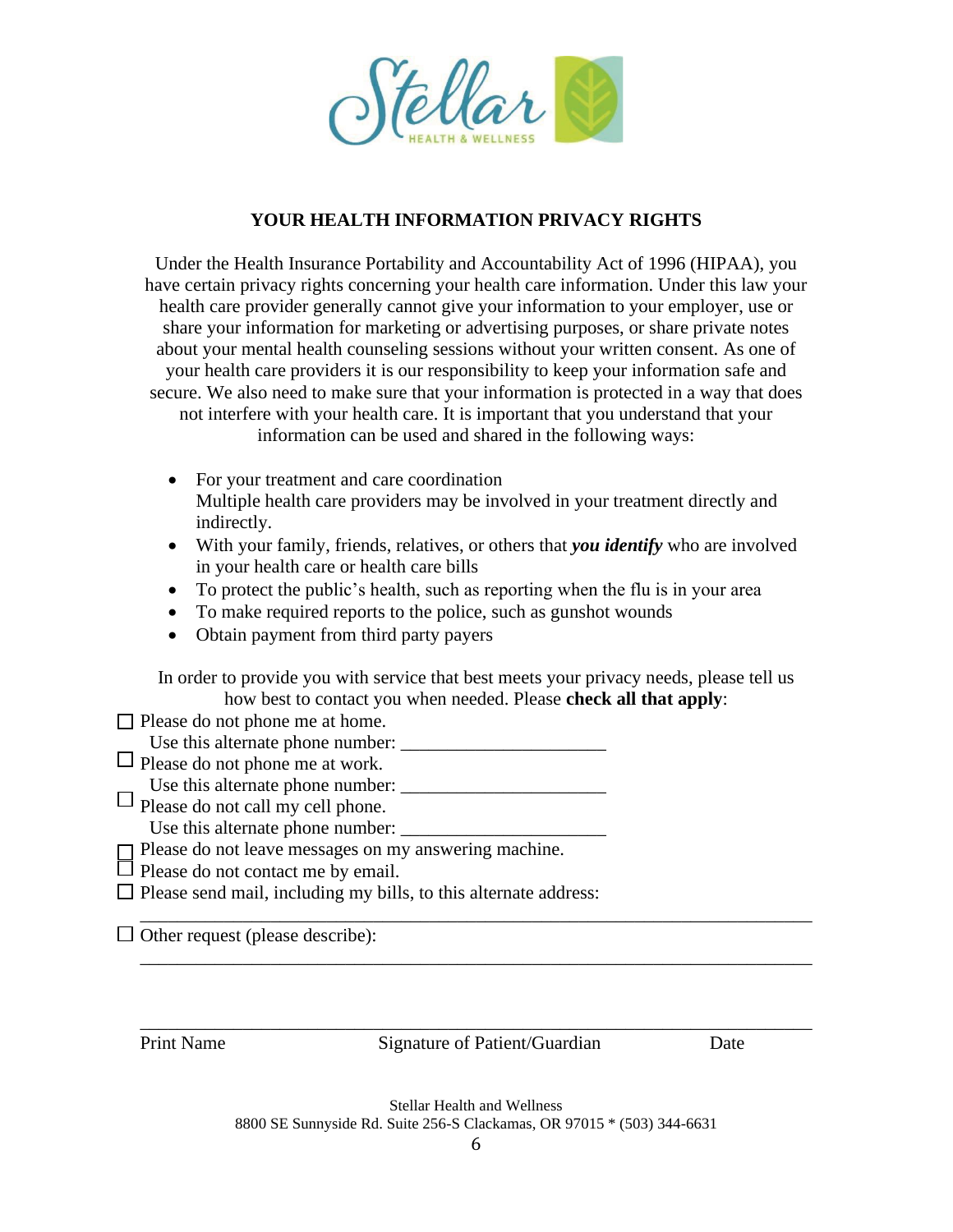# YOUR HEALTH INFORMATION PRIVACY RIGHTS

Under the Health Insurance Portability and Accountability Act of 1996 (HIPAA), you have certain privacy rights concerning your health care information. Under this law your health care provider generally cannot give your information to your employer, use or share your information for marketing or advertising purposes, or share private notes about your mental health counseling sessions without your written consent. As one of your health care providers it is our responsibility to keep your information safe and secure. We also need to make sure that your information is protected in a way that does not interfere with your health care. It is important that you understand that your information can be used and shared in the following ways:

- For your treatment and care coordination
  Multiple health care providers may be involved in your treatment directly and indirectly.
- With your family, friends, relatives, or others that ***you identify*** who are involved in your health care or health care bills
- To protect the public's health, such as reporting when the flu is in your area
- To make required reports to the police, such as gunshot wounds
- Obtain payment from third party payers

In order to provide you with service that best meets your privacy needs, please tell us how best to contact you when needed. Please **check all that apply**:

☐ Please do not phone me at home.
  Use this alternate phone number: _____________________
☐ Please do not phone me at work.
  Use this alternate phone number: _____________________
☐ Please do not call my cell phone.
  Use this alternate phone number: _____________________
☐ Please do not leave messages on my answering machine.
☐ Please do not contact me by email.
☐ Please send mail, including my bills, to this alternate address:
_____________________________________________________________________
☐ Other request (please describe):
_____________________________________________________________________

_____________________________________________________________________
Print Name    Signature of Patient/Guardian    Date

Stellar Health and Wellness
8800 SE Sunnyside Rd. Suite 256-S Clackamas, OR 97015 * (503) 344-6631